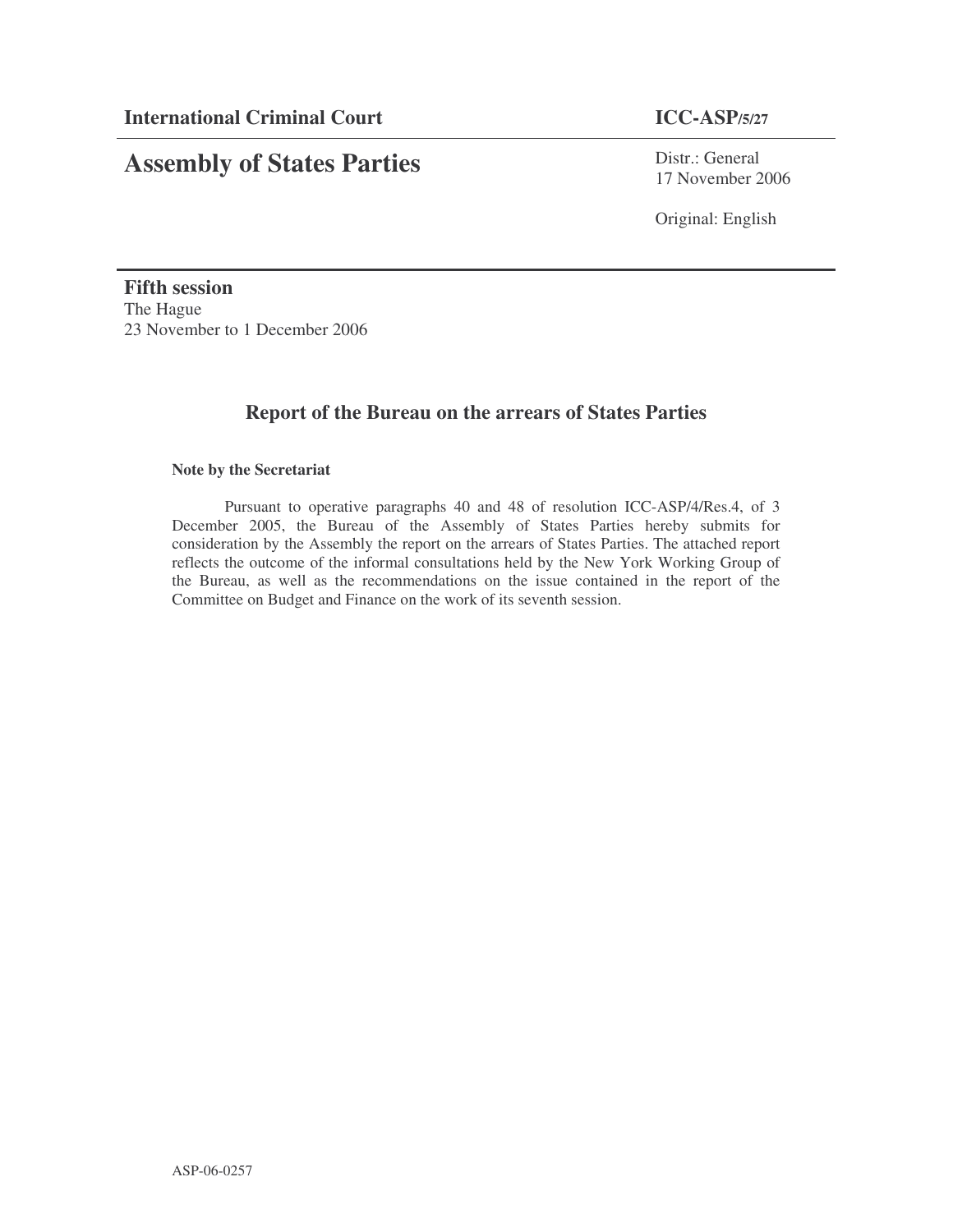**International Criminal Court** **ICC-ASP/5/27**

# Assembly of States Parties

Distr.: General
17 November 2006

Original: English

**Fifth session**
The Hague
23 November to 1 December 2006

## Report of the Bureau on the arrears of States Parties

**Note by the Secretariat**

Pursuant to operative paragraphs 40 and 48 of resolution ICC-ASP/4/Res.4, of 3 December 2005, the Bureau of the Assembly of States Parties hereby submits for consideration by the Assembly the report on the arrears of States Parties. The attached report reflects the outcome of the informal consultations held by the New York Working Group of the Bureau, as well as the recommendations on the issue contained in the report of the Committee on Budget and Finance on the work of its seventh session.

ASP-06-0257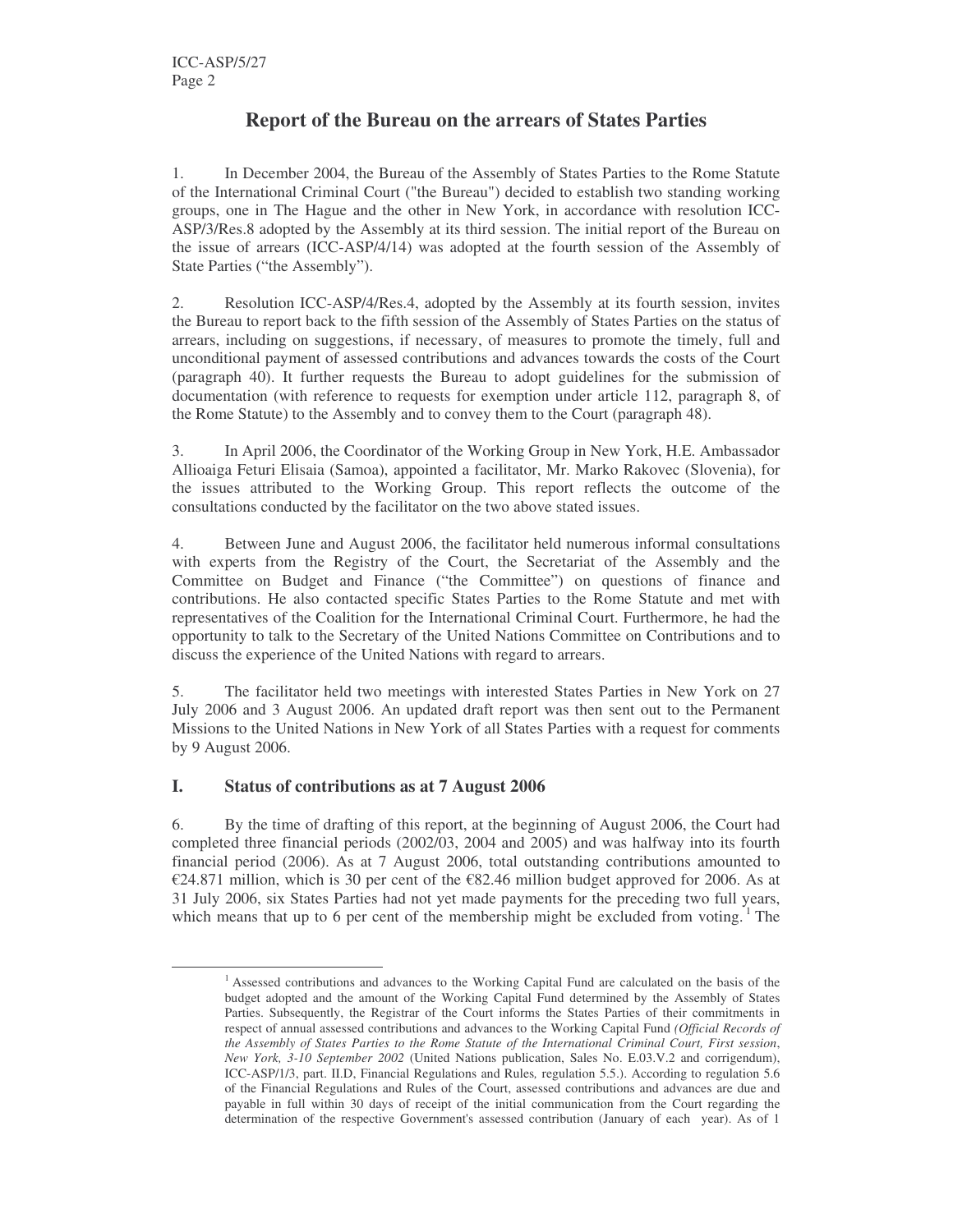## Report of the Bureau on the arrears of States Parties

1. In December 2004, the Bureau of the Assembly of States Parties to the Rome Statute of the International Criminal Court ("the Bureau") decided to establish two standing working groups, one in The Hague and the other in New York, in accordance with resolution ICC-ASP/3/Res.8 adopted by the Assembly at its third session. The initial report of the Bureau on the issue of arrears (ICC-ASP/4/14) was adopted at the fourth session of the Assembly of State Parties ("the Assembly").

2. Resolution ICC-ASP/4/Res.4, adopted by the Assembly at its fourth session, invites the Bureau to report back to the fifth session of the Assembly of States Parties on the status of arrears, including on suggestions, if necessary, of measures to promote the timely, full and unconditional payment of assessed contributions and advances towards the costs of the Court (paragraph 40). It further requests the Bureau to adopt guidelines for the submission of documentation (with reference to requests for exemption under article 112, paragraph 8, of the Rome Statute) to the Assembly and to convey them to the Court (paragraph 48).

3. In April 2006, the Coordinator of the Working Group in New York, H.E. Ambassador Allioaiga Feturi Elisaia (Samoa), appointed a facilitator, Mr. Marko Rakovec (Slovenia), for the issues attributed to the Working Group. This report reflects the outcome of the consultations conducted by the facilitator on the two above stated issues.

4. Between June and August 2006, the facilitator held numerous informal consultations with experts from the Registry of the Court, the Secretariat of the Assembly and the Committee on Budget and Finance ("the Committee") on questions of finance and contributions. He also contacted specific States Parties to the Rome Statute and met with representatives of the Coalition for the International Criminal Court. Furthermore, he had the opportunity to talk to the Secretary of the United Nations Committee on Contributions and to discuss the experience of the United Nations with regard to arrears.

5. The facilitator held two meetings with interested States Parties in New York on 27 July 2006 and 3 August 2006. An updated draft report was then sent out to the Permanent Missions to the United Nations in New York of all States Parties with a request for comments by 9 August 2006.

### I. Status of contributions as at 7 August 2006

6. By the time of drafting of this report, at the beginning of August 2006, the Court had completed three financial periods (2002/03, 2004 and 2005) and was halfway into its fourth financial period (2006). As at 7 August 2006, total outstanding contributions amounted to €24.871 million, which is 30 per cent of the €82.46 million budget approved for 2006. As at 31 July 2006, six States Parties had not yet made payments for the preceding two full years, which means that up to 6 per cent of the membership might be excluded from voting.[1] The

[1] Assessed contributions and advances to the Working Capital Fund are calculated on the basis of the budget adopted and the amount of the Working Capital Fund determined by the Assembly of States Parties. Subsequently, the Registrar of the Court informs the States Parties of their commitments in respect of annual assessed contributions and advances to the Working Capital Fund (*Official Records of the Assembly of States Parties to the Rome Statute of the International Criminal Court, First session, New York, 3-10 September 2002* (United Nations publication, Sales No. E.03.V.2 and corrigendum), ICC-ASP/1/3, part. II.D, Financial Regulations and Rules, regulation 5.5.). According to regulation 5.6 of the Financial Regulations and Rules of the Court, assessed contributions and advances are due and payable in full within 30 days of receipt of the initial communication from the Court regarding the determination of the respective Government's assessed contribution (January of each year). As of 1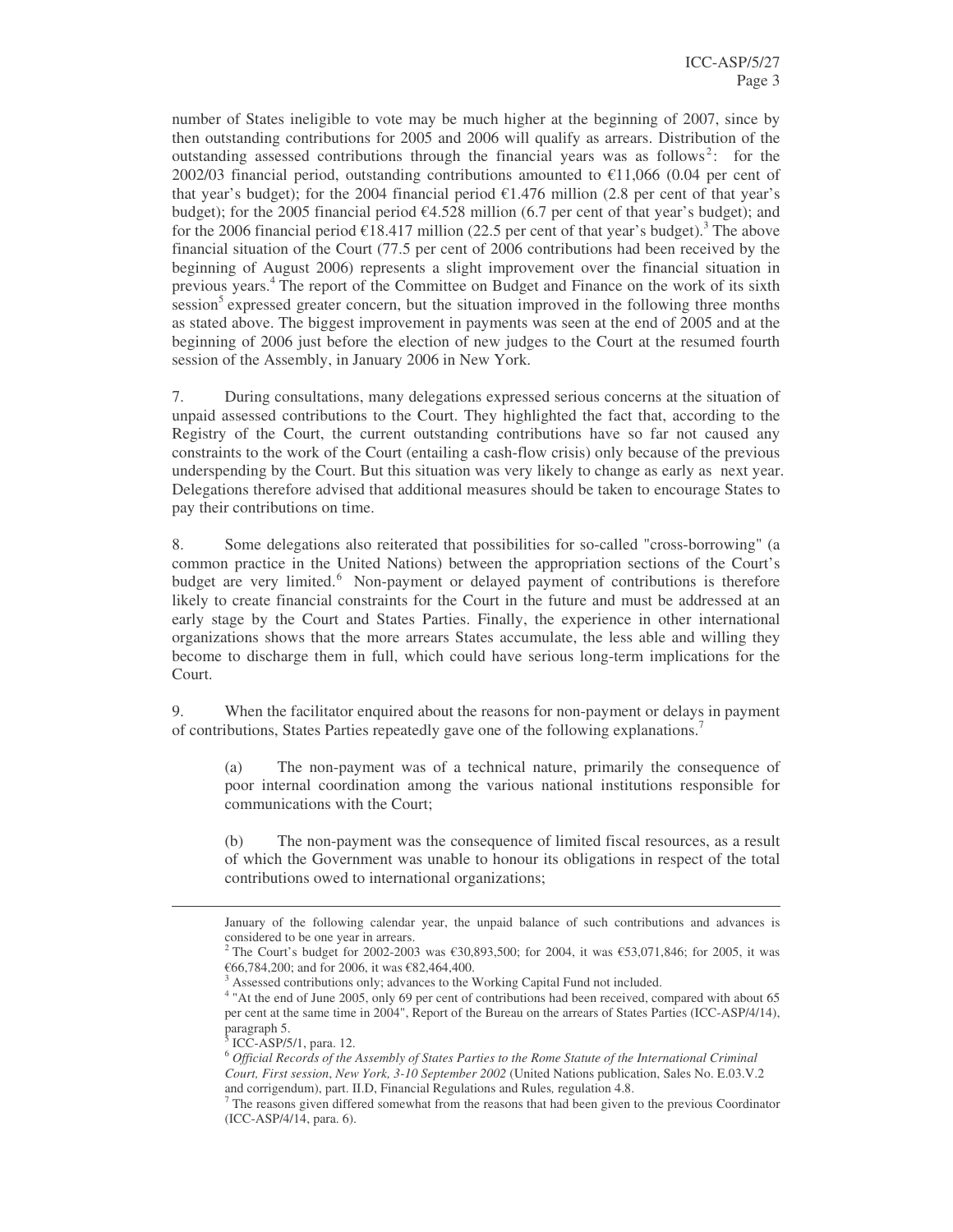number of States ineligible to vote may be much higher at the beginning of 2007, since by then outstanding contributions for 2005 and 2006 will qualify as arrears. Distribution of the outstanding assessed contributions through the financial years was as follows[2]: for the 2002/03 financial period, outstanding contributions amounted to €11,066 (0.04 per cent of that year's budget); for the 2004 financial period €1.476 million (2.8 per cent of that year's budget); for the 2005 financial period €4.528 million (6.7 per cent of that year's budget); and for the 2006 financial period €18.417 million (22.5 per cent of that year's budget).[3] The above financial situation of the Court (77.5 per cent of 2006 contributions had been received by the beginning of August 2006) represents a slight improvement over the financial situation in previous years.[4] The report of the Committee on Budget and Finance on the work of its sixth session[5] expressed greater concern, but the situation improved in the following three months as stated above. The biggest improvement in payments was seen at the end of 2005 and at the beginning of 2006 just before the election of new judges to the Court at the resumed fourth session of the Assembly, in January 2006 in New York.

7. During consultations, many delegations expressed serious concerns at the situation of unpaid assessed contributions to the Court. They highlighted the fact that, according to the Registry of the Court, the current outstanding contributions have so far not caused any constraints to the work of the Court (entailing a cash-flow crisis) only because of the previous underspending by the Court. But this situation was very likely to change as early as next year. Delegations therefore advised that additional measures should be taken to encourage States to pay their contributions on time.

8. Some delegations also reiterated that possibilities for so-called "cross-borrowing" (a common practice in the United Nations) between the appropriation sections of the Court's budget are very limited.[6] Non-payment or delayed payment of contributions is therefore likely to create financial constraints for the Court in the future and must be addressed at an early stage by the Court and States Parties. Finally, the experience in other international organizations shows that the more arrears States accumulate, the less able and willing they become to discharge them in full, which could have serious long-term implications for the Court.

9. When the facilitator enquired about the reasons for non-payment or delays in payment of contributions, States Parties repeatedly gave one of the following explanations.[7]

(a) The non-payment was of a technical nature, primarily the consequence of poor internal coordination among the various national institutions responsible for communications with the Court;

(b) The non-payment was the consequence of limited fiscal resources, as a result of which the Government was unable to honour its obligations in respect of the total contributions owed to international organizations;

---

January of the following calendar year, the unpaid balance of such contributions and advances is considered to be one year in arrears.

[2] The Court's budget for 2002-2003 was €30,893,500; for 2004, it was €53,071,846; for 2005, it was €66,784,200; and for 2006, it was €82,464,400.

[3] Assessed contributions only; advances to the Working Capital Fund not included.

[4] "At the end of June 2005, only 69 per cent of contributions had been received, compared with about 65 per cent at the same time in 2004", Report of the Bureau on the arrears of States Parties (ICC-ASP/4/14), paragraph 5.

[5] ICC-ASP/5/1, para. 12.

[6] *Official Records of the Assembly of States Parties to the Rome Statute of the International Criminal Court, First session, New York, 3-10 September 2002* (United Nations publication, Sales No. E.03.V.2 and corrigendum), part. II.D, Financial Regulations and Rules, regulation 4.8.

[7] The reasons given differed somewhat from the reasons that had been given to the previous Coordinator (ICC-ASP/4/14, para. 6).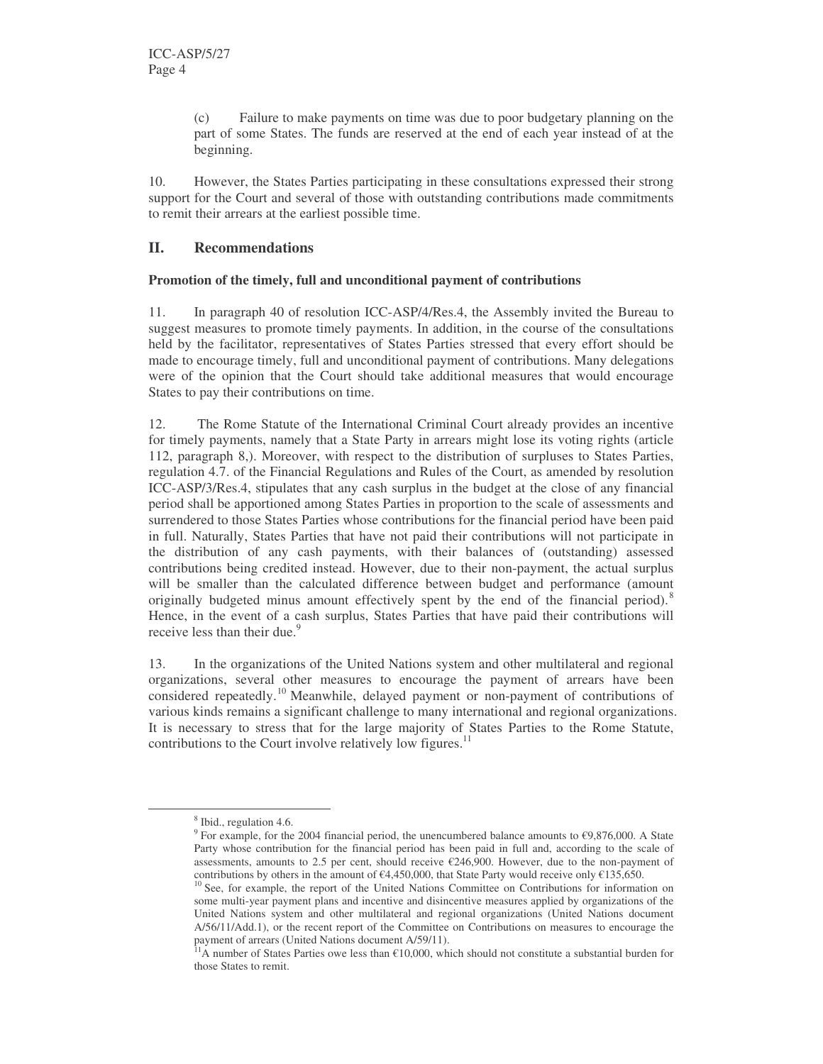(c) Failure to make payments on time was due to poor budgetary planning on the part of some States. The funds are reserved at the end of each year instead of at the beginning.

10. However, the States Parties participating in these consultations expressed their strong support for the Court and several of those with outstanding contributions made commitments to remit their arrears at the earliest possible time.

## II. Recommendations

**Promotion of the timely, full and unconditional payment of contributions**

11. In paragraph 40 of resolution ICC-ASP/4/Res.4, the Assembly invited the Bureau to suggest measures to promote timely payments. In addition, in the course of the consultations held by the facilitator, representatives of States Parties stressed that every effort should be made to encourage timely, full and unconditional payment of contributions. Many delegations were of the opinion that the Court should take additional measures that would encourage States to pay their contributions on time.

12. The Rome Statute of the International Criminal Court already provides an incentive for timely payments, namely that a State Party in arrears might lose its voting rights (article 112, paragraph 8,). Moreover, with respect to the distribution of surpluses to States Parties, regulation 4.7. of the Financial Regulations and Rules of the Court, as amended by resolution ICC-ASP/3/Res.4, stipulates that any cash surplus in the budget at the close of any financial period shall be apportioned among States Parties in proportion to the scale of assessments and surrendered to those States Parties whose contributions for the financial period have been paid in full. Naturally, States Parties that have not paid their contributions will not participate in the distribution of any cash payments, with their balances of (outstanding) assessed contributions being credited instead. However, due to their non-payment, the actual surplus will be smaller than the calculated difference between budget and performance (amount originally budgeted minus amount effectively spent by the end of the financial period).[8] Hence, in the event of a cash surplus, States Parties that have paid their contributions will receive less than their due.[9]

13. In the organizations of the United Nations system and other multilateral and regional organizations, several other measures to encourage the payment of arrears have been considered repeatedly.[10] Meanwhile, delayed payment or non-payment of contributions of various kinds remains a significant challenge to many international and regional organizations. It is necessary to stress that for the large majority of States Parties to the Rome Statute, contributions to the Court involve relatively low figures.[11]

---

[8] Ibid., regulation 4.6.

[9] For example, for the 2004 financial period, the unencumbered balance amounts to €9,876,000. A State Party whose contribution for the financial period has been paid in full and, according to the scale of assessments, amounts to 2.5 per cent, should receive €246,900. However, due to the non-payment of contributions by others in the amount of €4,450,000, that State Party would receive only €135,650.

[10] See, for example, the report of the United Nations Committee on Contributions for information on some multi-year payment plans and incentive and disincentive measures applied by organizations of the United Nations system and other multilateral and regional organizations (United Nations document A/56/11/Add.1), or the recent report of the Committee on Contributions on measures to encourage the payment of arrears (United Nations document A/59/11).

[11] A number of States Parties owe less than €10,000, which should not constitute a substantial burden for those States to remit.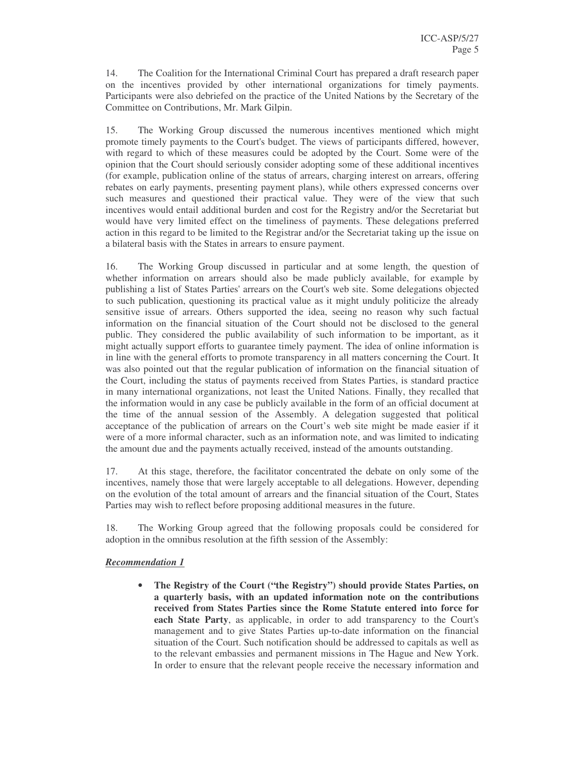14. The Coalition for the International Criminal Court has prepared a draft research paper on the incentives provided by other international organizations for timely payments. Participants were also debriefed on the practice of the United Nations by the Secretary of the Committee on Contributions, Mr. Mark Gilpin.

15. The Working Group discussed the numerous incentives mentioned which might promote timely payments to the Court's budget. The views of participants differed, however, with regard to which of these measures could be adopted by the Court. Some were of the opinion that the Court should seriously consider adopting some of these additional incentives (for example, publication online of the status of arrears, charging interest on arrears, offering rebates on early payments, presenting payment plans), while others expressed concerns over such measures and questioned their practical value. They were of the view that such incentives would entail additional burden and cost for the Registry and/or the Secretariat but would have very limited effect on the timeliness of payments. These delegations preferred action in this regard to be limited to the Registrar and/or the Secretariat taking up the issue on a bilateral basis with the States in arrears to ensure payment.

16. The Working Group discussed in particular and at some length, the question of whether information on arrears should also be made publicly available, for example by publishing a list of States Parties' arrears on the Court's web site. Some delegations objected to such publication, questioning its practical value as it might unduly politicize the already sensitive issue of arrears. Others supported the idea, seeing no reason why such factual information on the financial situation of the Court should not be disclosed to the general public. They considered the public availability of such information to be important, as it might actually support efforts to guarantee timely payment. The idea of online information is in line with the general efforts to promote transparency in all matters concerning the Court. It was also pointed out that the regular publication of information on the financial situation of the Court, including the status of payments received from States Parties, is standard practice in many international organizations, not least the United Nations. Finally, they recalled that the information would in any case be publicly available in the form of an official document at the time of the annual session of the Assembly. A delegation suggested that political acceptance of the publication of arrears on the Court's web site might be made easier if it were of a more informal character, such as an information note, and was limited to indicating the amount due and the payments actually received, instead of the amounts outstanding.

17. At this stage, therefore, the facilitator concentrated the debate on only some of the incentives, namely those that were largely acceptable to all delegations. However, depending on the evolution of the total amount of arrears and the financial situation of the Court, States Parties may wish to reflect before proposing additional measures in the future.

18. The Working Group agreed that the following proposals could be considered for adoption in the omnibus resolution at the fifth session of the Assembly:

***Recommendation 1***

- **The Registry of the Court ("the Registry") should provide States Parties, on a quarterly basis, with an updated information note on the contributions received from States Parties since the Rome Statute entered into force for each State Party**, as applicable, in order to add transparency to the Court's management and to give States Parties up-to-date information on the financial situation of the Court. Such notification should be addressed to capitals as well as to the relevant embassies and permanent missions in The Hague and New York. In order to ensure that the relevant people receive the necessary information and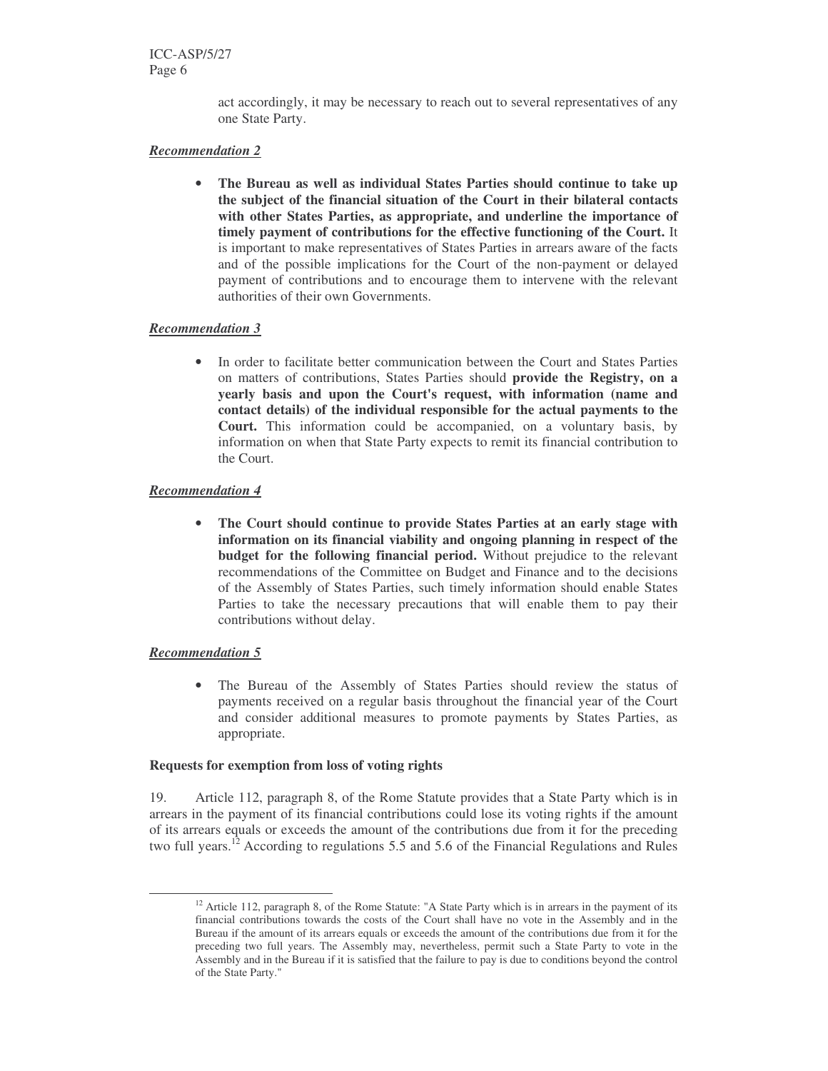act accordingly, it may be necessary to reach out to several representatives of any one State Party.

***Recommendation 2***

- **The Bureau as well as individual States Parties should continue to take up the subject of the financial situation of the Court in their bilateral contacts with other States Parties, as appropriate, and underline the importance of timely payment of contributions for the effective functioning of the Court.** It is important to make representatives of States Parties in arrears aware of the facts and of the possible implications for the Court of the non-payment or delayed payment of contributions and to encourage them to intervene with the relevant authorities of their own Governments.

***Recommendation 3***

- In order to facilitate better communication between the Court and States Parties on matters of contributions, States Parties should **provide the Registry, on a yearly basis and upon the Court's request, with information (name and contact details) of the individual responsible for the actual payments to the Court.** This information could be accompanied, on a voluntary basis, by information on when that State Party expects to remit its financial contribution to the Court.

***Recommendation 4***

- **The Court should continue to provide States Parties at an early stage with information on its financial viability and ongoing planning in respect of the budget for the following financial period.** Without prejudice to the relevant recommendations of the Committee on Budget and Finance and to the decisions of the Assembly of States Parties, such timely information should enable States Parties to take the necessary precautions that will enable them to pay their contributions without delay.

***Recommendation 5***

- The Bureau of the Assembly of States Parties should review the status of payments received on a regular basis throughout the financial year of the Court and consider additional measures to promote payments by States Parties, as appropriate.

**Requests for exemption from loss of voting rights**

19. Article 112, paragraph 8, of the Rome Statute provides that a State Party which is in arrears in the payment of its financial contributions could lose its voting rights if the amount of its arrears equals or exceeds the amount of the contributions due from it for the preceding two full years.[12] According to regulations 5.5 and 5.6 of the Financial Regulations and Rules

[12] Article 112, paragraph 8, of the Rome Statute: "A State Party which is in arrears in the payment of its financial contributions towards the costs of the Court shall have no vote in the Assembly and in the Bureau if the amount of its arrears equals or exceeds the amount of the contributions due from it for the preceding two full years. The Assembly may, nevertheless, permit such a State Party to vote in the Assembly and in the Bureau if it is satisfied that the failure to pay is due to conditions beyond the control of the State Party."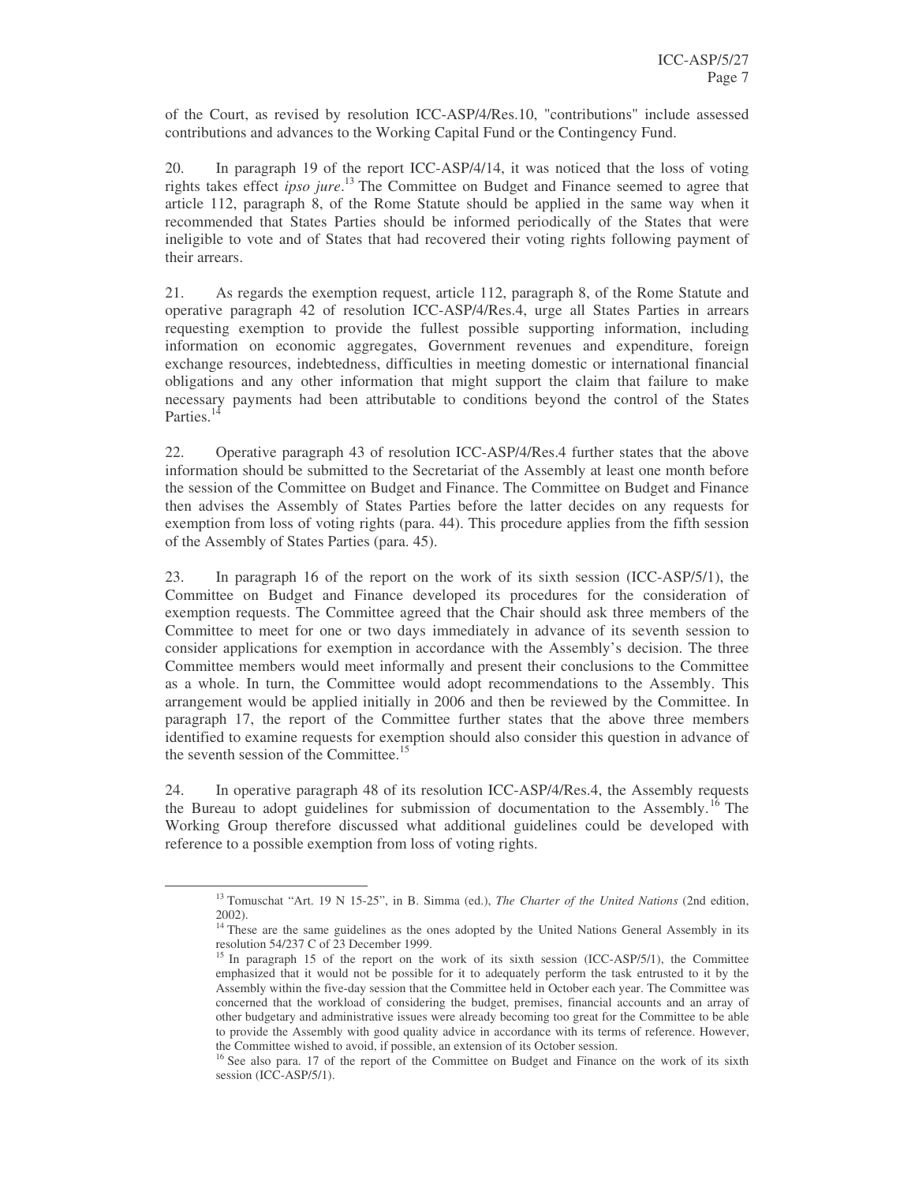of the Court, as revised by resolution ICC-ASP/4/Res.10, "contributions" include assessed contributions and advances to the Working Capital Fund or the Contingency Fund.

20. In paragraph 19 of the report ICC-ASP/4/14, it was noticed that the loss of voting rights takes effect *ipso jure*.[13] The Committee on Budget and Finance seemed to agree that article 112, paragraph 8, of the Rome Statute should be applied in the same way when it recommended that States Parties should be informed periodically of the States that were ineligible to vote and of States that had recovered their voting rights following payment of their arrears.

21. As regards the exemption request, article 112, paragraph 8, of the Rome Statute and operative paragraph 42 of resolution ICC-ASP/4/Res.4, urge all States Parties in arrears requesting exemption to provide the fullest possible supporting information, including information on economic aggregates, Government revenues and expenditure, foreign exchange resources, indebtedness, difficulties in meeting domestic or international financial obligations and any other information that might support the claim that failure to make necessary payments had been attributable to conditions beyond the control of the States Parties.[14]

22. Operative paragraph 43 of resolution ICC-ASP/4/Res.4 further states that the above information should be submitted to the Secretariat of the Assembly at least one month before the session of the Committee on Budget and Finance. The Committee on Budget and Finance then advises the Assembly of States Parties before the latter decides on any requests for exemption from loss of voting rights (para. 44). This procedure applies from the fifth session of the Assembly of States Parties (para. 45).

23. In paragraph 16 of the report on the work of its sixth session (ICC-ASP/5/1), the Committee on Budget and Finance developed its procedures for the consideration of exemption requests. The Committee agreed that the Chair should ask three members of the Committee to meet for one or two days immediately in advance of its seventh session to consider applications for exemption in accordance with the Assembly's decision. The three Committee members would meet informally and present their conclusions to the Committee as a whole. In turn, the Committee would adopt recommendations to the Assembly. This arrangement would be applied initially in 2006 and then be reviewed by the Committee. In paragraph 17, the report of the Committee further states that the above three members identified to examine requests for exemption should also consider this question in advance of the seventh session of the Committee.[15]

24. In operative paragraph 48 of its resolution ICC-ASP/4/Res.4, the Assembly requests the Bureau to adopt guidelines for submission of documentation to the Assembly.[16] The Working Group therefore discussed what additional guidelines could be developed with reference to a possible exemption from loss of voting rights.

---

[13] Tomuschat "Art. 19 N 15-25", in B. Simma (ed.), *The Charter of the United Nations* (2nd edition, 2002).

[14] These are the same guidelines as the ones adopted by the United Nations General Assembly in its resolution 54/237 C of 23 December 1999.

[15] In paragraph 15 of the report on the work of its sixth session (ICC-ASP/5/1), the Committee emphasized that it would not be possible for it to adequately perform the task entrusted to it by the Assembly within the five-day session that the Committee held in October each year. The Committee was concerned that the workload of considering the budget, premises, financial accounts and an array of other budgetary and administrative issues were already becoming too great for the Committee to be able to provide the Assembly with good quality advice in accordance with its terms of reference. However, the Committee wished to avoid, if possible, an extension of its October session.

[16] See also para. 17 of the report of the Committee on Budget and Finance on the work of its sixth session (ICC-ASP/5/1).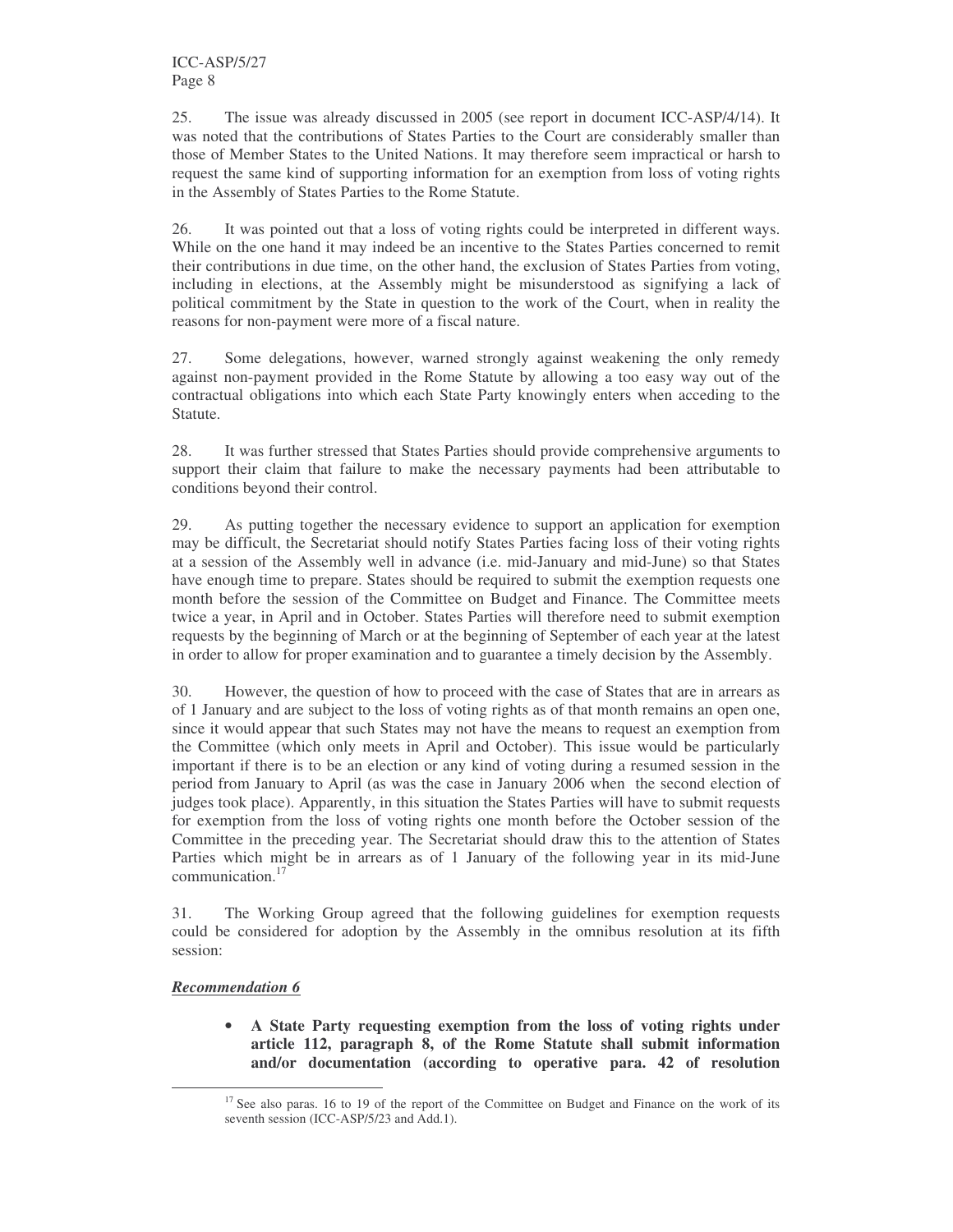25. The issue was already discussed in 2005 (see report in document ICC-ASP/4/14). It was noted that the contributions of States Parties to the Court are considerably smaller than those of Member States to the United Nations. It may therefore seem impractical or harsh to request the same kind of supporting information for an exemption from loss of voting rights in the Assembly of States Parties to the Rome Statute.

26. It was pointed out that a loss of voting rights could be interpreted in different ways. While on the one hand it may indeed be an incentive to the States Parties concerned to remit their contributions in due time, on the other hand, the exclusion of States Parties from voting, including in elections, at the Assembly might be misunderstood as signifying a lack of political commitment by the State in question to the work of the Court, when in reality the reasons for non-payment were more of a fiscal nature.

27. Some delegations, however, warned strongly against weakening the only remedy against non-payment provided in the Rome Statute by allowing a too easy way out of the contractual obligations into which each State Party knowingly enters when acceding to the Statute.

28. It was further stressed that States Parties should provide comprehensive arguments to support their claim that failure to make the necessary payments had been attributable to conditions beyond their control.

29. As putting together the necessary evidence to support an application for exemption may be difficult, the Secretariat should notify States Parties facing loss of their voting rights at a session of the Assembly well in advance (i.e. mid-January and mid-June) so that States have enough time to prepare. States should be required to submit the exemption requests one month before the session of the Committee on Budget and Finance. The Committee meets twice a year, in April and in October. States Parties will therefore need to submit exemption requests by the beginning of March or at the beginning of September of each year at the latest in order to allow for proper examination and to guarantee a timely decision by the Assembly.

30. However, the question of how to proceed with the case of States that are in arrears as of 1 January and are subject to the loss of voting rights as of that month remains an open one, since it would appear that such States may not have the means to request an exemption from the Committee (which only meets in April and October). This issue would be particularly important if there is to be an election or any kind of voting during a resumed session in the period from January to April (as was the case in January 2006 when the second election of judges took place). Apparently, in this situation the States Parties will have to submit requests for exemption from the loss of voting rights one month before the October session of the Committee in the preceding year. The Secretariat should draw this to the attention of States Parties which might be in arrears as of 1 January of the following year in its mid-June communication.[17]

31. The Working Group agreed that the following guidelines for exemption requests could be considered for adoption by the Assembly in the omnibus resolution at its fifth session:

***Recommendation 6***

- **A State Party requesting exemption from the loss of voting rights under article 112, paragraph 8, of the Rome Statute shall submit information and/or documentation (according to operative para. 42 of resolution**

[17] See also paras. 16 to 19 of the report of the Committee on Budget and Finance on the work of its seventh session (ICC-ASP/5/23 and Add.1).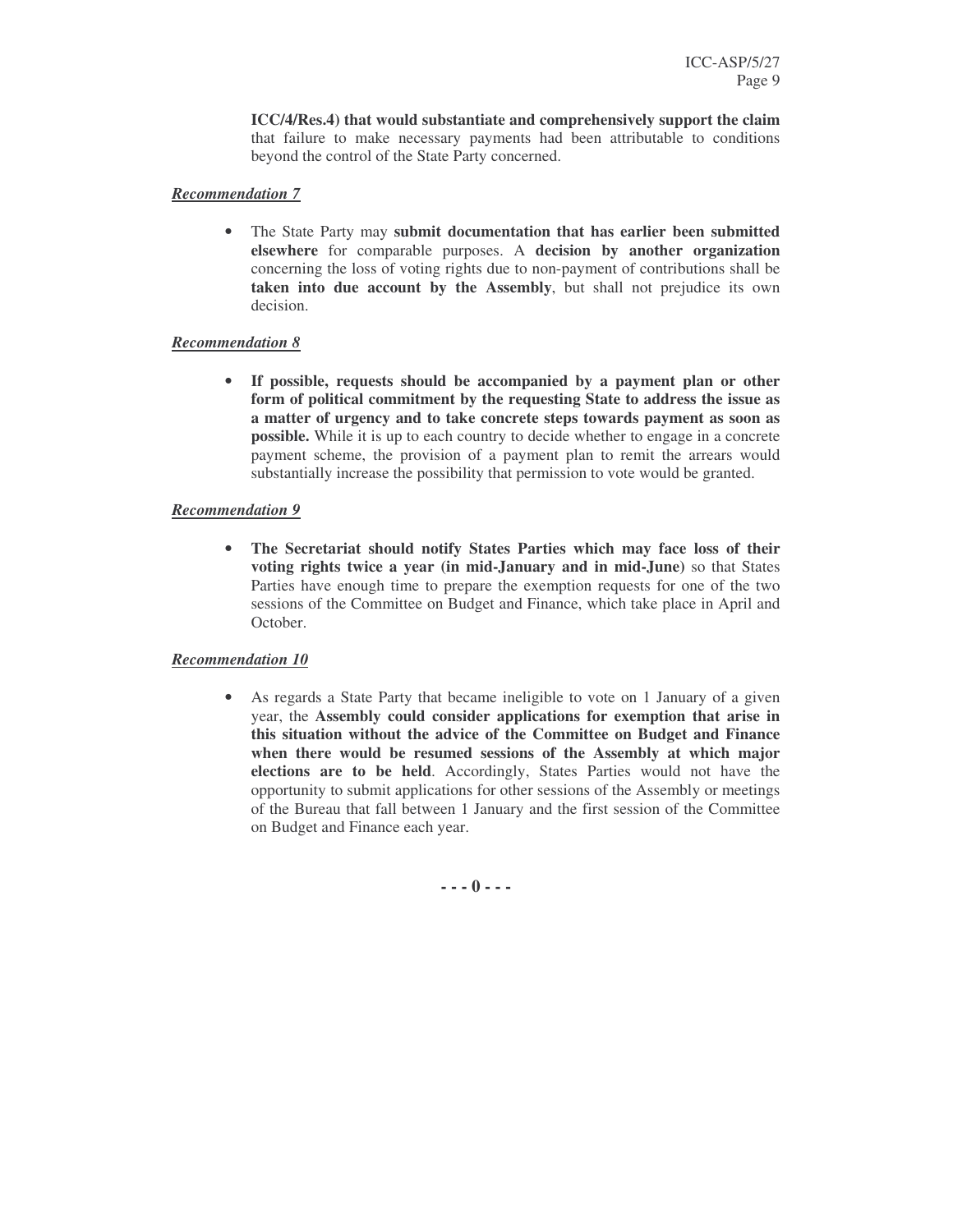**ICC/4/Res.4) that would substantiate and comprehensively support the claim** that failure to make necessary payments had been attributable to conditions beyond the control of the State Party concerned.

***Recommendation 7***

- The State Party may **submit documentation that has earlier been submitted elsewhere** for comparable purposes. A **decision by another organization** concerning the loss of voting rights due to non-payment of contributions shall be **taken into due account by the Assembly**, but shall not prejudice its own decision.

***Recommendation 8***

- **If possible, requests should be accompanied by a payment plan or other form of political commitment by the requesting State to address the issue as a matter of urgency and to take concrete steps towards payment as soon as possible.** While it is up to each country to decide whether to engage in a concrete payment scheme, the provision of a payment plan to remit the arrears would substantially increase the possibility that permission to vote would be granted.

***Recommendation 9***

- **The Secretariat should notify States Parties which may face loss of their voting rights twice a year (in mid-January and in mid-June)** so that States Parties have enough time to prepare the exemption requests for one of the two sessions of the Committee on Budget and Finance, which take place in April and October.

***Recommendation 10***

- As regards a State Party that became ineligible to vote on 1 January of a given year, the **Assembly could consider applications for exemption that arise in this situation without the advice of the Committee on Budget and Finance when there would be resumed sessions of the Assembly at which major elections are to be held**. Accordingly, States Parties would not have the opportunity to submit applications for other sessions of the Assembly or meetings of the Bureau that fall between 1 January and the first session of the Committee on Budget and Finance each year.

**- - - 0 - - -**